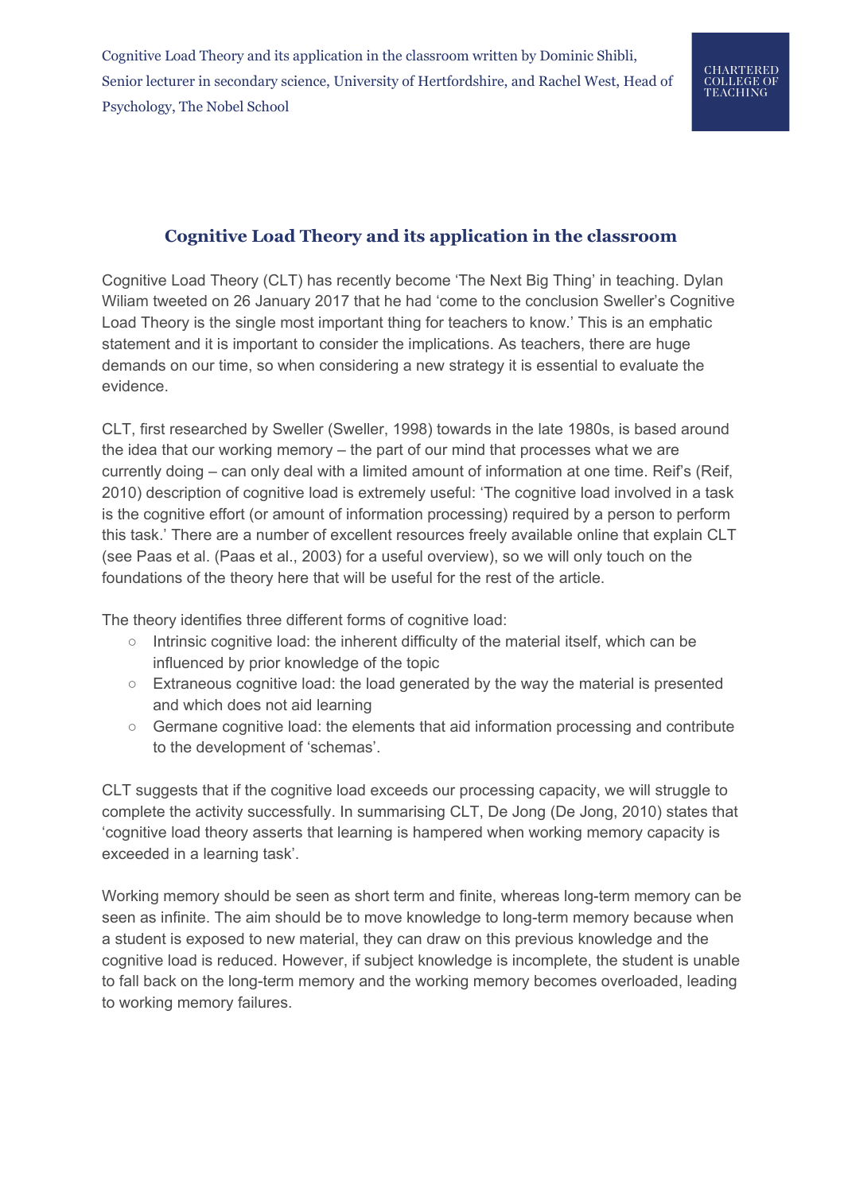Cognitive Load Theory and its application in the classroom written by Dominic Shibli, Senior lecturer in secondary science, University of Hertfordshire, and Rachel West, Head of Psychology, The Nobel School

CHARTERED COLLEGE OF TEACHING

# Cognitive Load Theory and its application in the classroom

Cognitive Load Theory (CLT) has recently become 'The Next Big Thing' in teaching. Dylan Wiliam tweeted on 26 January 2017 that he had 'come to the conclusion Sweller's Cognitive Load Theory is the single most important thing for teachers to know.' This is an emphatic statement and it is important to consider the implications. As teachers, there are huge demands on our time, so when considering a new strategy it is essential to evaluate the evidence.

CLT, first researched by Sweller (Sweller, 1998) towards in the late 1980s, is based around the idea that our working memory – the part of our mind that processes what we are currently doing – can only deal with a limited amount of information at one time. Reif's (Reif, 2010) description of cognitive load is extremely useful: 'The cognitive load involved in a task is the cognitive effort (or amount of information processing) required by a person to perform this task.' There are a number of excellent resources freely available online that explain CLT (see Paas et al. (Paas et al., 2003) for a useful overview), so we will only touch on the foundations of the theory here that will be useful for the rest of the article.

The theory identifies three different forms of cognitive load:

- Intrinsic cognitive load: the inherent difficulty of the material itself, which can be influenced by prior knowledge of the topic
- Extraneous cognitive load: the load generated by the way the material is presented and which does not aid learning
- Germane cognitive load: the elements that aid information processing and contribute to the development of 'schemas'.

CLT suggests that if the cognitive load exceeds our processing capacity, we will struggle to complete the activity successfully. In summarising CLT, De Jong (De Jong, 2010) states that 'cognitive load theory asserts that learning is hampered when working memory capacity is exceeded in a learning task'.

Working memory should be seen as short term and finite, whereas long-term memory can be seen as infinite. The aim should be to move knowledge to long-term memory because when a student is exposed to new material, they can draw on this previous knowledge and the cognitive load is reduced. However, if subject knowledge is incomplete, the student is unable to fall back on the long-term memory and the working memory becomes overloaded, leading to working memory failures.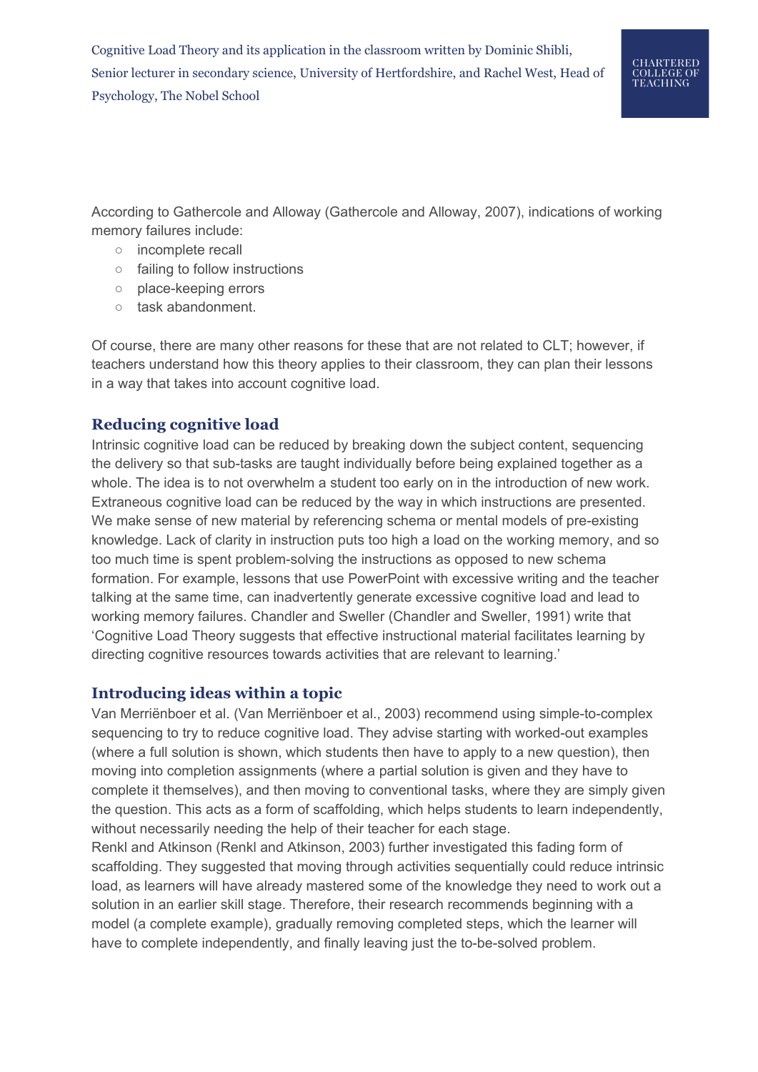According to Gathercole and Alloway (Gathercole and Alloway, 2007), indications of working memory failures include:

- incomplete recall
- failing to follow instructions
- place-keeping errors
- task abandonment.

Of course, there are many other reasons for these that are not related to CLT; however, if teachers understand how this theory applies to their classroom, they can plan their lessons in a way that takes into account cognitive load.

## Reducing cognitive load

Intrinsic cognitive load can be reduced by breaking down the subject content, sequencing the delivery so that sub-tasks are taught individually before being explained together as a whole. The idea is to not overwhelm a student too early on in the introduction of new work. Extraneous cognitive load can be reduced by the way in which instructions are presented. We make sense of new material by referencing schema or mental models of pre-existing knowledge. Lack of clarity in instruction puts too high a load on the working memory, and so too much time is spent problem-solving the instructions as opposed to new schema formation. For example, lessons that use PowerPoint with excessive writing and the teacher talking at the same time, can inadvertently generate excessive cognitive load and lead to working memory failures. Chandler and Sweller (Chandler and Sweller, 1991) write that 'Cognitive Load Theory suggests that effective instructional material facilitates learning by directing cognitive resources towards activities that are relevant to learning.'

## Introducing ideas within a topic

Van Merriënboer et al. (Van Merriënboer et al., 2003) recommend using simple-to-complex sequencing to try to reduce cognitive load. They advise starting with worked-out examples (where a full solution is shown, which students then have to apply to a new question), then moving into completion assignments (where a partial solution is given and they have to complete it themselves), and then moving to conventional tasks, where they are simply given the question. This acts as a form of scaffolding, which helps students to learn independently, without necessarily needing the help of their teacher for each stage.
Renkl and Atkinson (Renkl and Atkinson, 2003) further investigated this fading form of scaffolding. They suggested that moving through activities sequentially could reduce intrinsic load, as learners will have already mastered some of the knowledge they need to work out a solution in an earlier skill stage. Therefore, their research recommends beginning with a model (a complete example), gradually removing completed steps, which the learner will have to complete independently, and finally leaving just the to-be-solved problem.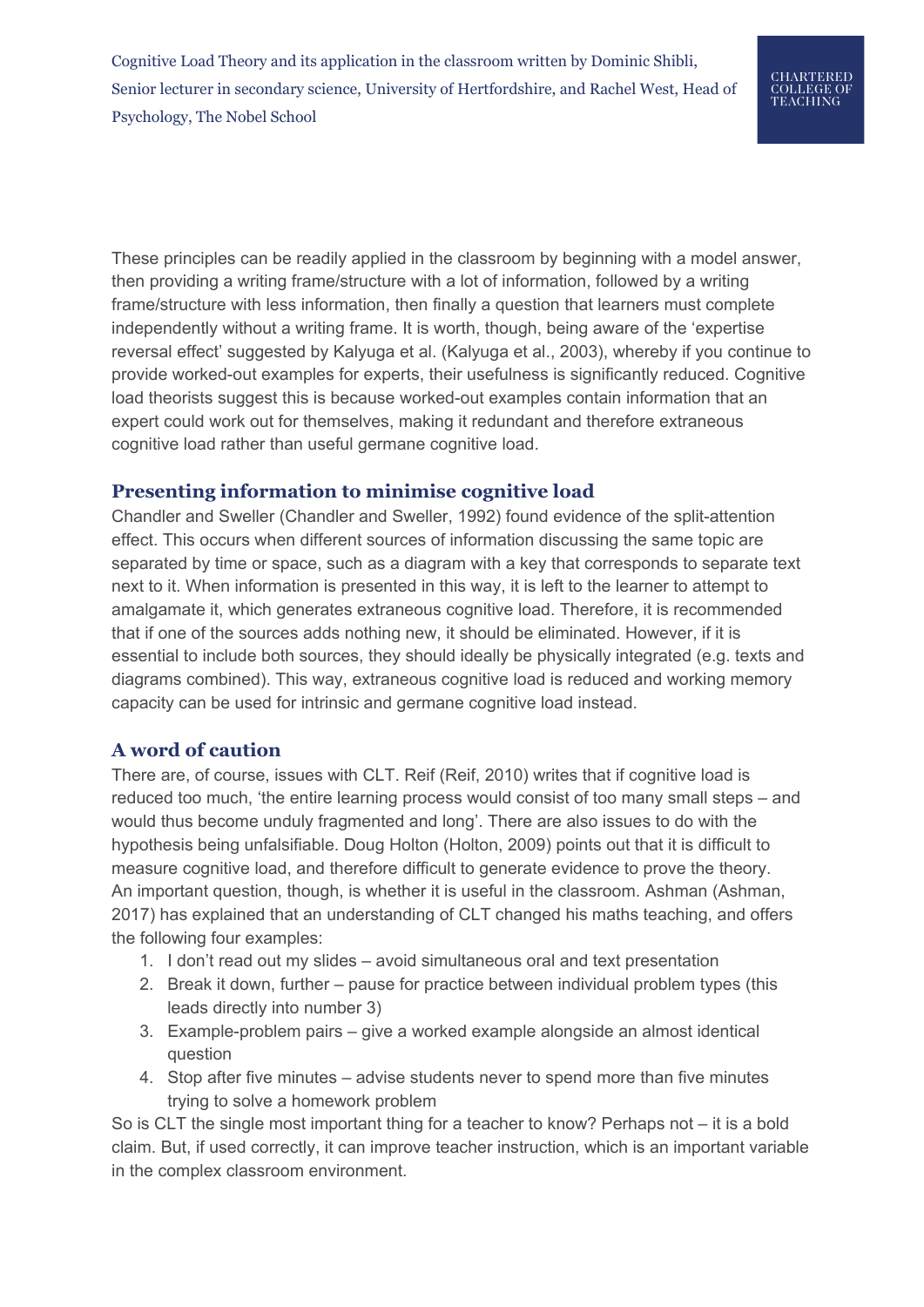These principles can be readily applied in the classroom by beginning with a model answer, then providing a writing frame/structure with a lot of information, followed by a writing frame/structure with less information, then finally a question that learners must complete independently without a writing frame. It is worth, though, being aware of the 'expertise reversal effect' suggested by Kalyuga et al. (Kalyuga et al., 2003), whereby if you continue to provide worked-out examples for experts, their usefulness is significantly reduced. Cognitive load theorists suggest this is because worked-out examples contain information that an expert could work out for themselves, making it redundant and therefore extraneous cognitive load rather than useful germane cognitive load.

## Presenting information to minimise cognitive load

Chandler and Sweller (Chandler and Sweller, 1992) found evidence of the split-attention effect. This occurs when different sources of information discussing the same topic are separated by time or space, such as a diagram with a key that corresponds to separate text next to it. When information is presented in this way, it is left to the learner to attempt to amalgamate it, which generates extraneous cognitive load. Therefore, it is recommended that if one of the sources adds nothing new, it should be eliminated. However, if it is essential to include both sources, they should ideally be physically integrated (e.g. texts and diagrams combined). This way, extraneous cognitive load is reduced and working memory capacity can be used for intrinsic and germane cognitive load instead.

## A word of caution

There are, of course, issues with CLT. Reif (Reif, 2010) writes that if cognitive load is reduced too much, 'the entire learning process would consist of too many small steps – and would thus become unduly fragmented and long'. There are also issues to do with the hypothesis being unfalsifiable. Doug Holton (Holton, 2009) points out that it is difficult to measure cognitive load, and therefore difficult to generate evidence to prove the theory. An important question, though, is whether it is useful in the classroom. Ashman (Ashman, 2017) has explained that an understanding of CLT changed his maths teaching, and offers the following four examples:

1. I don't read out my slides – avoid simultaneous oral and text presentation
2. Break it down, further – pause for practice between individual problem types (this leads directly into number 3)
3. Example-problem pairs – give a worked example alongside an almost identical question
4. Stop after five minutes – advise students never to spend more than five minutes trying to solve a homework problem

So is CLT the single most important thing for a teacher to know? Perhaps not – it is a bold claim. But, if used correctly, it can improve teacher instruction, which is an important variable in the complex classroom environment.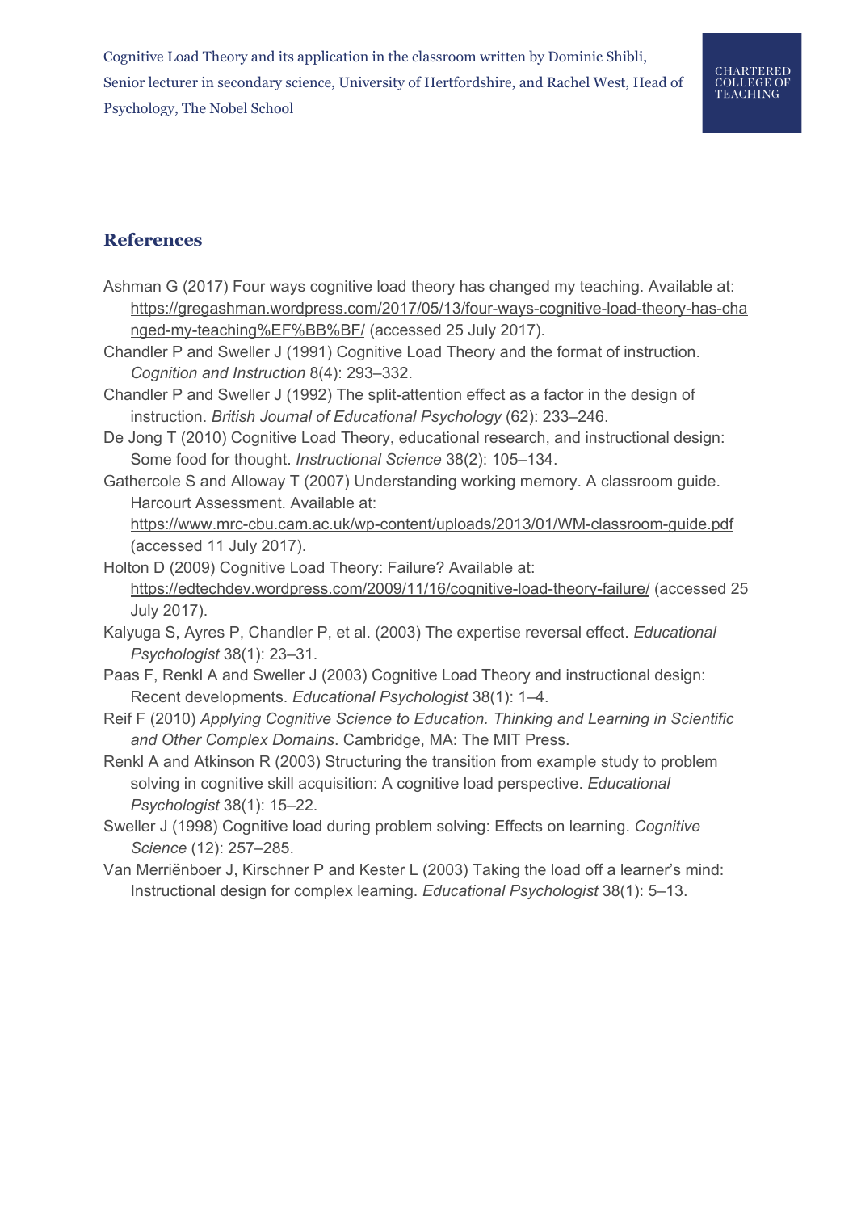## References

Ashman G (2017) Four ways cognitive load theory has changed my teaching. Available at: https://gregashman.wordpress.com/2017/05/13/four-ways-cognitive-load-theory-has-changed-my-teaching%EF%BB%BF/ (accessed 25 July 2017).

Chandler P and Sweller J (1991) Cognitive Load Theory and the format of instruction. *Cognition and Instruction* 8(4): 293–332.

Chandler P and Sweller J (1992) The split-attention effect as a factor in the design of instruction. *British Journal of Educational Psychology* (62): 233–246.

De Jong T (2010) Cognitive Load Theory, educational research, and instructional design: Some food for thought. *Instructional Science* 38(2): 105–134.

Gathercole S and Alloway T (2007) Understanding working memory. A classroom guide. Harcourt Assessment. Available at: https://www.mrc-cbu.cam.ac.uk/wp-content/uploads/2013/01/WM-classroom-guide.pdf (accessed 11 July 2017).

Holton D (2009) Cognitive Load Theory: Failure? Available at: https://edtechdev.wordpress.com/2009/11/16/cognitive-load-theory-failure/ (accessed 25 July 2017).

Kalyuga S, Ayres P, Chandler P, et al. (2003) The expertise reversal effect. *Educational Psychologist* 38(1): 23–31.

Paas F, Renkl A and Sweller J (2003) Cognitive Load Theory and instructional design: Recent developments. *Educational Psychologist* 38(1): 1–4.

Reif F (2010) *Applying Cognitive Science to Education. Thinking and Learning in Scientific and Other Complex Domains*. Cambridge, MA: The MIT Press.

Renkl A and Atkinson R (2003) Structuring the transition from example study to problem solving in cognitive skill acquisition: A cognitive load perspective. *Educational Psychologist* 38(1): 15–22.

Sweller J (1998) Cognitive load during problem solving: Effects on learning. *Cognitive Science* (12): 257–285.

Van Merriënboer J, Kirschner P and Kester L (2003) Taking the load off a learner's mind: Instructional design for complex learning. *Educational Psychologist* 38(1): 5–13.